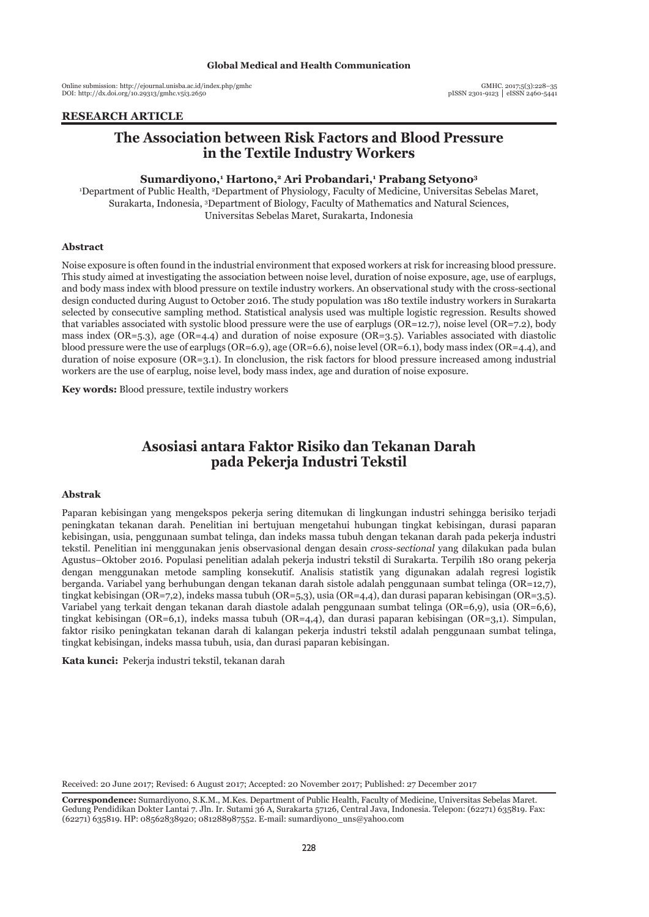**RESEARCH ARTICLE**

# The Association between Risk Factors and Blood Pressure in the Textile Industry Workers

**Sumardiyono,[1] Hartono,[2] Ari Probandari,[1] Prabang Setyono[3]**

[1]Department of Public Health, [2]Department of Physiology, Faculty of Medicine, Universitas Sebelas Maret, Surakarta, Indonesia, [3]Department of Biology, Faculty of Mathematics and Natural Sciences, Universitas Sebelas Maret, Surakarta, Indonesia

### Abstract

Noise exposure is often found in the industrial environment that exposed workers at risk for increasing blood pressure. This study aimed at investigating the association between noise level, duration of noise exposure, age, use of earplugs, and body mass index with blood pressure on textile industry workers. An observational study with the cross-sectional design conducted during August to October 2016. The study population was 180 textile industry workers in Surakarta selected by consecutive sampling method. Statistical analysis used was multiple logistic regression. Results showed that variables associated with systolic blood pressure were the use of earplugs (OR=12.7), noise level (OR=7.2), body mass index (OR=5.3), age (OR=4.4) and duration of noise exposure (OR=3.5). Variables associated with diastolic blood pressure were the use of earplugs (OR=6.9), age (OR=6.6), noise level (OR=6.1), body mass index (OR=4.4), and duration of noise exposure (OR=3.1). In clonclusion, the risk factors for blood pressure increased among industrial workers are the use of earplug, noise level, body mass index, age and duration of noise exposure.

**Key words:** Blood pressure, textile industry workers

# Asosiasi antara Faktor Risiko dan Tekanan Darah pada Pekerja Industri Tekstil

### Abstrak

Paparan kebisingan yang mengekspos pekerja sering ditemukan di lingkungan industri sehingga berisiko terjadi peningkatan tekanan darah. Penelitian ini bertujuan mengetahui hubungan tingkat kebisingan, durasi paparan kebisingan, usia, penggunaan sumbat telinga, dan indeks massa tubuh dengan tekanan darah pada pekerja industri tekstil. Penelitian ini menggunakan jenis observasional dengan desain *cross-sectional* yang dilakukan pada bulan Agustus–Oktober 2016. Populasi penelitian adalah pekerja industri tekstil di Surakarta. Terpilih 180 orang pekerja dengan menggunakan metode sampling konsekutif. Analisis statistik yang digunakan adalah regresi logistik berganda. Variabel yang berhubungan dengan tekanan darah sistole adalah penggunaan sumbat telinga (OR=12,7), tingkat kebisingan (OR=7,2), indeks massa tubuh (OR=5,3), usia (OR=4,4), dan durasi paparan kebisingan (OR=3,5). Variabel yang terkait dengan tekanan darah diastole adalah penggunaan sumbat telinga (OR=6,9), usia (OR=6,6), tingkat kebisingan (OR=6,1), indeks massa tubuh (OR=4,4), dan durasi paparan kebisingan (OR=3,1). Simpulan, faktor risiko peningkatan tekanan darah di kalangan pekerja industri tekstil adalah penggunaan sumbat telinga, tingkat kebisingan, indeks massa tubuh, usia, dan durasi paparan kebisingan.

**Kata kunci:** Pekerja industri tekstil, tekanan darah

Received: 20 June 2017; Revised: 6 August 2017; Accepted: 20 November 2017; Published: 27 December 2017

**Correspondence:** Sumardiyono, S.K.M., M.Kes. Department of Public Health, Faculty of Medicine, Universitas Sebelas Maret. Gedung Pendidikan Dokter Lantai 7. Jln. Ir. Sutami 36 A, Surakarta 57126, Central Java, Indonesia. Telepon: (62271) 635819. Fax: (62271) 635819. HP: 08562838920; 081288987552. E-mail: sumardiyono_uns@yahoo.com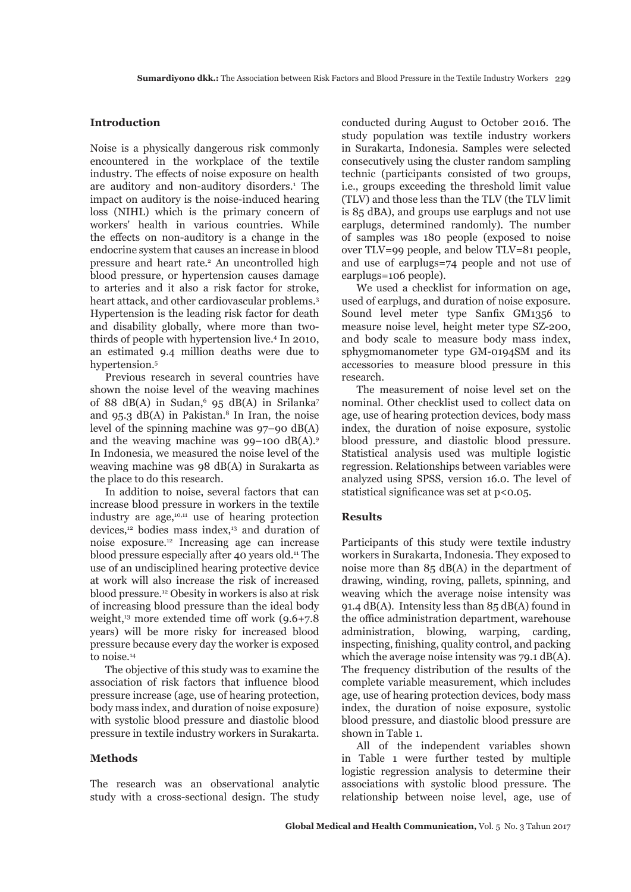## Introduction

Noise is a physically dangerous risk commonly encountered in the workplace of the textile industry. The effects of noise exposure on health are auditory and non-auditory disorders.[1] The impact on auditory is the noise-induced hearing loss (NIHL) which is the primary concern of workers' health in various countries. While the effects on non-auditory is a change in the endocrine system that causes an increase in blood pressure and heart rate.[2] An uncontrolled high blood pressure, or hypertension causes damage to arteries and it also a risk factor for stroke, heart attack, and other cardiovascular problems.[3] Hypertension is the leading risk factor for death and disability globally, where more than two-thirds of people with hypertension live.[4] In 2010, an estimated 9.4 million deaths were due to hypertension.[5]

Previous research in several countries have shown the noise level of the weaving machines of 88 dB(A) in Sudan,[6] 95 dB(A) in Srilanka[7] and 95.3 dB(A) in Pakistan.[8] In Iran, the noise level of the spinning machine was 97–90 dB(A) and the weaving machine was 99–100 dB(A).[9] In Indonesia, we measured the noise level of the weaving machine was 98 dB(A) in Surakarta as the place to do this research.

In addition to noise, several factors that can increase blood pressure in workers in the textile industry are age,[10,11] use of hearing protection devices,[12] bodies mass index,[13] and duration of noise exposure.[12] Increasing age can increase blood pressure especially after 40 years old.[11] The use of an undisciplined hearing protective device at work will also increase the risk of increased blood pressure.[12] Obesity in workers is also at risk of increasing blood pressure than the ideal body weight,[13] more extended time off work (9.6+7.8 years) will be more risky for increased blood pressure because every day the worker is exposed to noise.[14]

The objective of this study was to examine the association of risk factors that influence blood pressure increase (age, use of hearing protection, body mass index, and duration of noise exposure) with systolic blood pressure and diastolic blood pressure in textile industry workers in Surakarta.

## Methods

The research was an observational analytic study with a cross-sectional design. The study conducted during August to October 2016. The study population was textile industry workers in Surakarta, Indonesia. Samples were selected consecutively using the cluster random sampling technic (participants consisted of two groups, i.e., groups exceeding the threshold limit value (TLV) and those less than the TLV (the TLV limit is 85 dBA), and groups use earplugs and not use earplugs, determined randomly). The number of samples was 180 people (exposed to noise over TLV=99 people, and below TLV=81 people, and use of earplugs=74 people and not use of earplugs=106 people).

We used a checklist for information on age, used of earplugs, and duration of noise exposure. Sound level meter type Sanfix GM1356 to measure noise level, height meter type SZ-200, and body scale to measure body mass index, sphygmomanometer type GM-0194SM and its accessories to measure blood pressure in this research.

The measurement of noise level set on the nominal. Other checklist used to collect data on age, use of hearing protection devices, body mass index, the duration of noise exposure, systolic blood pressure, and diastolic blood pressure. Statistical analysis used was multiple logistic regression. Relationships between variables were analyzed using SPSS, version 16.0. The level of statistical significance was set at $p<0.05$.

## Results

Participants of this study were textile industry workers in Surakarta, Indonesia. They exposed to noise more than 85 dB(A) in the department of drawing, winding, roving, pallets, spinning, and weaving which the average noise intensity was 91.4 dB(A). Intensity less than 85 dB(A) found in the office administration department, warehouse administration, blowing, warping, carding, inspecting, finishing, quality control, and packing which the average noise intensity was 79.1 dB(A). The frequency distribution of the results of the complete variable measurement, which includes age, use of hearing protection devices, body mass index, the duration of noise exposure, systolic blood pressure, and diastolic blood pressure are shown in Table 1.

All of the independent variables shown in Table 1 were further tested by multiple logistic regression analysis to determine their associations with systolic blood pressure. The relationship between noise level, age, use of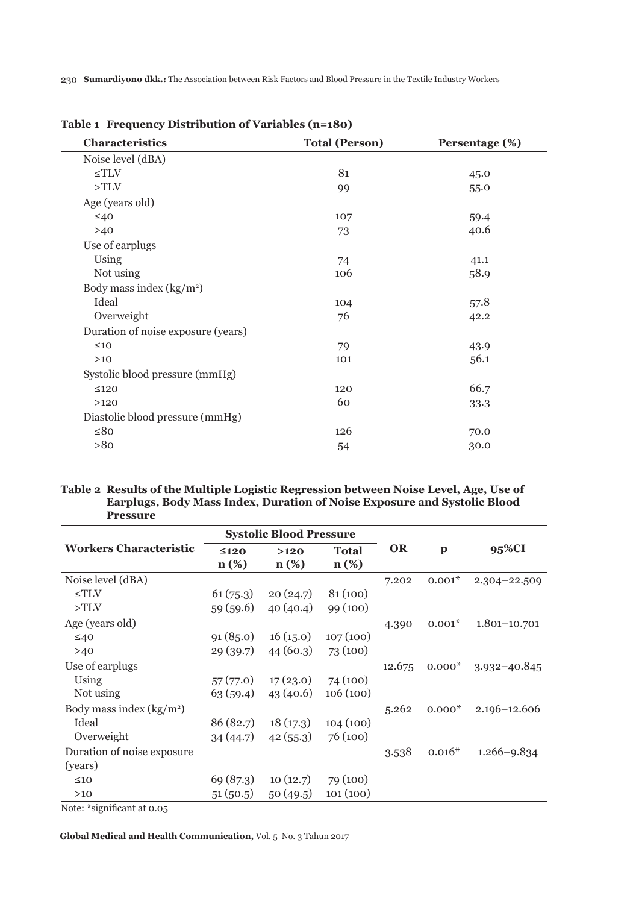**Table 1 Frequency Distribution of Variables (n=180)**

| Characteristics | Total (Person) | Persentage (%) |
|---|---|---|
| Noise level (dBA) | | |
| ≤TLV | 81 | 45.0 |
| >TLV | 99 | 55.0 |
| Age (years old) | | |
| ≤40 | 107 | 59.4 |
| >40 | 73 | 40.6 |
| Use of earplugs | | |
| Using | 74 | 41.1 |
| Not using | 106 | 58.9 |
| Body mass index (kg/m$^2$) | | |
| Ideal | 104 | 57.8 |
| Overweight | 76 | 42.2 |
| Duration of noise exposure (years) | | |
| ≤10 | 79 | 43.9 |
| >10 | 101 | 56.1 |
| Systolic blood pressure (mmHg) | | |
| ≤120 | 120 | 66.7 |
| >120 | 60 | 33.3 |
| Diastolic blood pressure (mmHg) | | |
| ≤80 | 126 | 70.0 |
| >80 | 54 | 30.0 |

**Table 2 Results of the Multiple Logistic Regression between Noise Level, Age, Use of Earplugs, Body Mass Index, Duration of Noise Exposure and Systolic Blood Pressure**

| Workers Characteristic | Systolic Blood Pressure | | | OR | p | 95%CI |
|---|---|---|---|---|---|---|
| | ≤120 n (%) | >120 n (%) | Total n (%) | | | |
| Noise level (dBA) | | | | 7.202 | 0.001* | 2.304–22.509 |
| ≤TLV | 61 (75.3) | 20 (24.7) | 81 (100) | | | |
| >TLV | 59 (59.6) | 40 (40.4) | 99 (100) | | | |
| Age (years old) | | | | 4.390 | 0.001* | 1.801–10.701 |
| ≤40 | 91 (85.0) | 16 (15.0) | 107 (100) | | | |
| >40 | 29 (39.7) | 44 (60.3) | 73 (100) | | | |
| Use of earplugs | | | | 12.675 | 0.000* | 3.932–40.845 |
| Using | 57 (77.0) | 17 (23.0) | 74 (100) | | | |
| Not using | 63 (59.4) | 43 (40.6) | 106 (100) | | | |
| Body mass index (kg/m$^2$) | | | | 5.262 | 0.000* | 2.196–12.606 |
| Ideal | 86 (82.7) | 18 (17.3) | 104 (100) | | | |
| Overweight | 34 (44.7) | 42 (55.3) | 76 (100) | | | |
| Duration of noise exposure (years) | | | | 3.538 | 0.016* | 1.266–9.834 |
| ≤10 | 69 (87.3) | 10 (12.7) | 79 (100) | | | |
| >10 | 51 (50.5) | 50 (49.5) | 101 (100) | | | |

Note: *significant at 0.05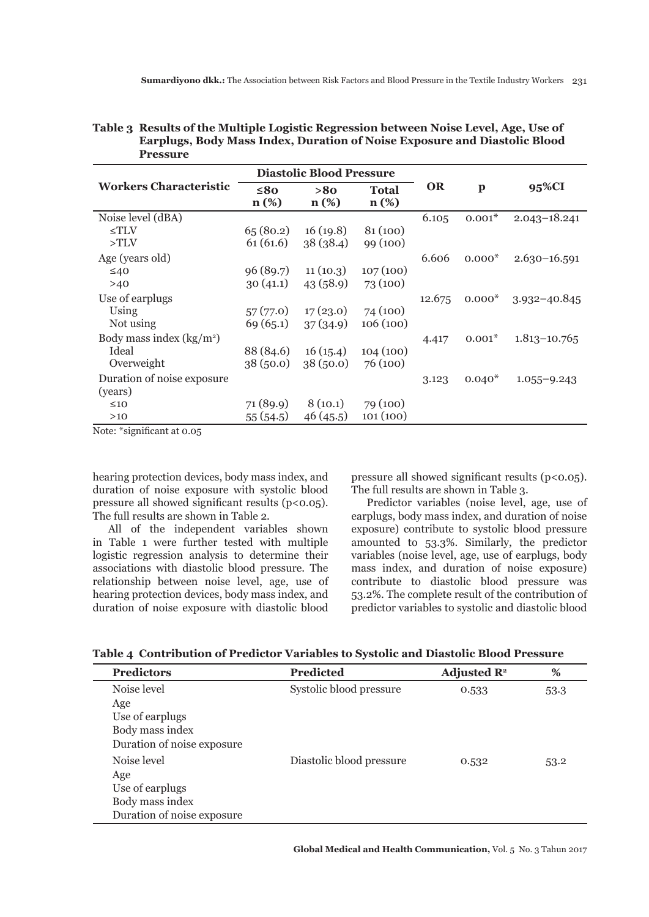**Table 3 Results of the Multiple Logistic Regression between Noise Level, Age, Use of Earplugs, Body Mass Index, Duration of Noise Exposure and Diastolic Blood Pressure**

| Workers Characteristic | Diastolic Blood Pressure | | | OR | p | 95%CI |
|---|---|---|---|---|---|---|
| | ≤80 n (%) | >80 n (%) | Total n (%) | | | |
| Noise level (dBA) | | | | 6.105 | 0.001* | 2.043–18.241 |
| ≤TLV | 65 (80.2) | 16 (19.8) | 81 (100) | | | |
| >TLV | 61 (61.6) | 38 (38.4) | 99 (100) | | | |
| Age (years old) | | | | 6.606 | 0.000* | 2.630–16.591 |
| ≤40 | 96 (89.7) | 11 (10.3) | 107 (100) | | | |
| >40 | 30 (41.1) | 43 (58.9) | 73 (100) | | | |
| Use of earplugs | | | | 12.675 | 0.000* | 3.932–40.845 |
| Using | 57 (77.0) | 17 (23.0) | 74 (100) | | | |
| Not using | 69 (65.1) | 37 (34.9) | 106 (100) | | | |
| Body mass index (kg/m$^2$) | | | | 4.417 | 0.001* | 1.813–10.765 |
| Ideal | 88 (84.6) | 16 (15.4) | 104 (100) | | | |
| Overweight | 38 (50.0) | 38 (50.0) | 76 (100) | | | |
| Duration of noise exposure (years) | | | | 3.123 | 0.040* | 1.055–9.243 |
| ≤10 | 71 (89.9) | 8 (10.1) | 79 (100) | | | |
| >10 | 55 (54.5) | 46 (45.5) | 101 (100) | | | |

Note: *significant at 0.05

hearing protection devices, body mass index, and duration of noise exposure with systolic blood pressure all showed significant results ($p<0.05$). The full results are shown in Table 2.

All of the independent variables shown in Table 1 were further tested with multiple logistic regression analysis to determine their associations with diastolic blood pressure. The relationship between noise level, age, use of hearing protection devices, body mass index, and duration of noise exposure with diastolic blood pressure all showed significant results ($p<0.05$). The full results are shown in Table 3.

Predictor variables (noise level, age, use of earplugs, body mass index, and duration of noise exposure) contribute to systolic blood pressure amounted to 53.3%. Similarly, the predictor variables (noise level, age, use of earplugs, body mass index, and duration of noise exposure) contribute to diastolic blood pressure was 53.2%. The complete result of the contribution of predictor variables to systolic and diastolic blood

**Table 4 Contribution of Predictor Variables to Systolic and Diastolic Blood Pressure**

| Predictors | Predicted | Adjusted $R^2$ | % |
|---|---|---|---|
| Noise level<br>Age<br>Use of earplugs<br>Body mass index<br>Duration of noise exposure | Systolic blood pressure | 0.533 | 53.3 |
| Noise level<br>Age<br>Use of earplugs<br>Body mass index<br>Duration of noise exposure | Diastolic blood pressure | 0.532 | 53.2 |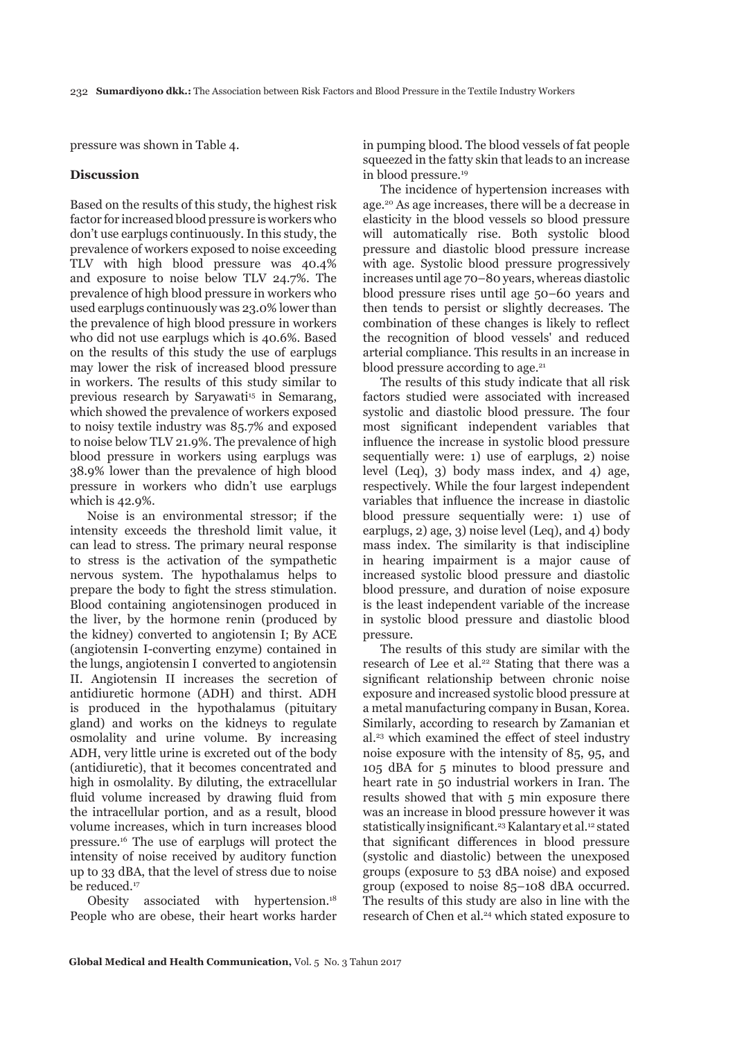pressure was shown in Table 4.

### Discussion

Based on the results of this study, the highest risk factor for increased blood pressure is workers who don't use earplugs continuously. In this study, the prevalence of workers exposed to noise exceeding TLV with high blood pressure was 40.4% and exposure to noise below TLV 24.7%. The prevalence of high blood pressure in workers who used earplugs continuously was 23.0% lower than the prevalence of high blood pressure in workers who did not use earplugs which is 40.6%. Based on the results of this study the use of earplugs may lower the risk of increased blood pressure in workers. The results of this study similar to previous research by Saryawati[15] in Semarang, which showed the prevalence of workers exposed to noisy textile industry was 85.7% and exposed to noise below TLV 21.9%. The prevalence of high blood pressure in workers using earplugs was 38.9% lower than the prevalence of high blood pressure in workers who didn't use earplugs which is 42.9%.

Noise is an environmental stressor; if the intensity exceeds the threshold limit value, it can lead to stress. The primary neural response to stress is the activation of the sympathetic nervous system. The hypothalamus helps to prepare the body to fight the stress stimulation. Blood containing angiotensinogen produced in the liver, by the hormone renin (produced by the kidney) converted to angiotensin I; By ACE (angiotensin I-converting enzyme) contained in the lungs, angiotensin I converted to angiotensin II. Angiotensin II increases the secretion of antidiuretic hormone (ADH) and thirst. ADH is produced in the hypothalamus (pituitary gland) and works on the kidneys to regulate osmolality and urine volume. By increasing ADH, very little urine is excreted out of the body (antidiuretic), that it becomes concentrated and high in osmolality. By diluting, the extracellular fluid volume increased by drawing fluid from the intracellular portion, and as a result, blood volume increases, which in turn increases blood pressure.[16] The use of earplugs will protect the intensity of noise received by auditory function up to 33 dBA, that the level of stress due to noise be reduced.[17]

Obesity associated with hypertension.[18] People who are obese, their heart works harder in pumping blood. The blood vessels of fat people squeezed in the fatty skin that leads to an increase in blood pressure.[19]

The incidence of hypertension increases with age.[20] As age increases, there will be a decrease in elasticity in the blood vessels so blood pressure will automatically rise. Both systolic blood pressure and diastolic blood pressure increase with age. Systolic blood pressure progressively increases until age 70–80 years, whereas diastolic blood pressure rises until age 50–60 years and then tends to persist or slightly decreases. The combination of these changes is likely to reflect the recognition of blood vessels' and reduced arterial compliance. This results in an increase in blood pressure according to age.[21]

The results of this study indicate that all risk factors studied were associated with increased systolic and diastolic blood pressure. The four most significant independent variables that influence the increase in systolic blood pressure sequentially were: 1) use of earplugs, 2) noise level (Leq), 3) body mass index, and 4) age, respectively. While the four largest independent variables that influence the increase in diastolic blood pressure sequentially were: 1) use of earplugs, 2) age, 3) noise level (Leq), and 4) body mass index. The similarity is that indiscipline in hearing impairment is a major cause of increased systolic blood pressure and diastolic blood pressure, and duration of noise exposure is the least independent variable of the increase in systolic blood pressure and diastolic blood pressure.

The results of this study are similar with the research of Lee et al.[22] Stating that there was a significant relationship between chronic noise exposure and increased systolic blood pressure at a metal manufacturing company in Busan, Korea. Similarly, according to research by Zamanian et al.[23] which examined the effect of steel industry noise exposure with the intensity of 85, 95, and 105 dBA for 5 minutes to blood pressure and heart rate in 50 industrial workers in Iran. The results showed that with 5 min exposure there was an increase in blood pressure however it was statistically insignificant.[23] Kalantary et al.[12] stated that significant differences in blood pressure (systolic and diastolic) between the unexposed groups (exposure to 53 dBA noise) and exposed group (exposed to noise 85–108 dBA occurred. The results of this study are also in line with the research of Chen et al.[24] which stated exposure to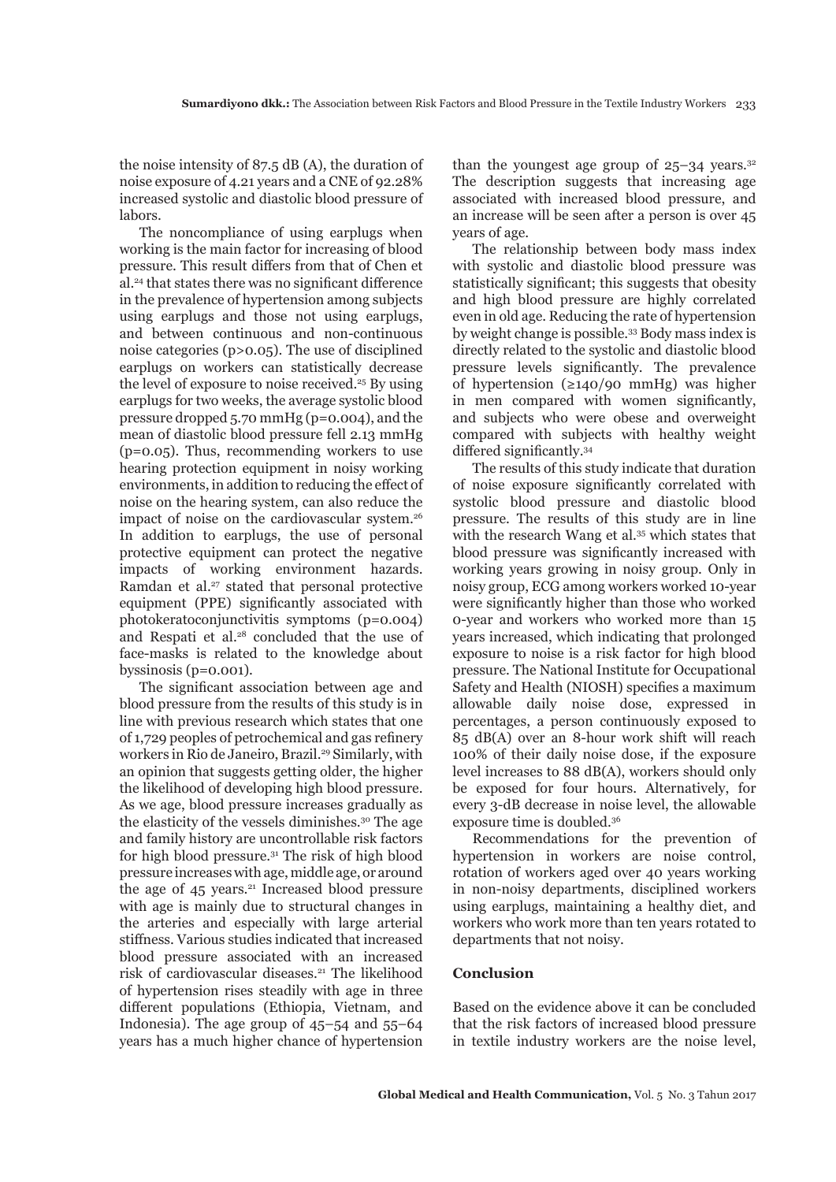the noise intensity of 87.5 dB (A), the duration of noise exposure of 4.21 years and a CNE of 92.28% increased systolic and diastolic blood pressure of labors.

The noncompliance of using earplugs when working is the main factor for increasing of blood pressure. This result differs from that of Chen et al.[24] that states there was no significant difference in the prevalence of hypertension among subjects using earplugs and those not using earplugs, and between continuous and non-continuous noise categories (p>0.05). The use of disciplined earplugs on workers can statistically decrease the level of exposure to noise received.[25] By using earplugs for two weeks, the average systolic blood pressure dropped 5.70 mmHg (p=0.004), and the mean of diastolic blood pressure fell 2.13 mmHg (p=0.05). Thus, recommending workers to use hearing protection equipment in noisy working environments, in addition to reducing the effect of noise on the hearing system, can also reduce the impact of noise on the cardiovascular system.[26] In addition to earplugs, the use of personal protective equipment can protect the negative impacts of working environment hazards. Ramdan et al.[27] stated that personal protective equipment (PPE) significantly associated with photokeratoconjunctivitis symptoms (p=0.004) and Respati et al.[28] concluded that the use of face-masks is related to the knowledge about byssinosis (p=0.001).

The significant association between age and blood pressure from the results of this study is in line with previous research which states that one of 1,729 peoples of petrochemical and gas refinery workers in Rio de Janeiro, Brazil.[29] Similarly, with an opinion that suggests getting older, the higher the likelihood of developing high blood pressure. As we age, blood pressure increases gradually as the elasticity of the vessels diminishes.[30] The age and family history are uncontrollable risk factors for high blood pressure.[31] The risk of high blood pressure increases with age, middle age, or around the age of 45 years.[21] Increased blood pressure with age is mainly due to structural changes in the arteries and especially with large arterial stiffness. Various studies indicated that increased blood pressure associated with an increased risk of cardiovascular diseases.[21] The likelihood of hypertension rises steadily with age in three different populations (Ethiopia, Vietnam, and Indonesia). The age group of 45–54 and 55–64 years has a much higher chance of hypertension than the youngest age group of 25–34 years.[32] The description suggests that increasing age associated with increased blood pressure, and an increase will be seen after a person is over 45 years of age.

The relationship between body mass index with systolic and diastolic blood pressure was statistically significant; this suggests that obesity and high blood pressure are highly correlated even in old age. Reducing the rate of hypertension by weight change is possible.[33] Body mass index is directly related to the systolic and diastolic blood pressure levels significantly. The prevalence of hypertension (≥140/90 mmHg) was higher in men compared with women significantly, and subjects who were obese and overweight compared with subjects with healthy weight differed significantly.[34]

The results of this study indicate that duration of noise exposure significantly correlated with systolic blood pressure and diastolic blood pressure. The results of this study are in line with the research Wang et al.[35] which states that blood pressure was significantly increased with working years growing in noisy group. Only in noisy group, ECG among workers worked 10-year were significantly higher than those who worked 0-year and workers who worked more than 15 years increased, which indicating that prolonged exposure to noise is a risk factor for high blood pressure. The National Institute for Occupational Safety and Health (NIOSH) specifies a maximum allowable daily noise dose, expressed in percentages, a person continuously exposed to 85 dB(A) over an 8-hour work shift will reach 100% of their daily noise dose, if the exposure level increases to 88 dB(A), workers should only be exposed for four hours. Alternatively, for every 3-dB decrease in noise level, the allowable exposure time is doubled.[36]

Recommendations for the prevention of hypertension in workers are noise control, rotation of workers aged over 40 years working in non-noisy departments, disciplined workers using earplugs, maintaining a healthy diet, and workers who work more than ten years rotated to departments that not noisy.

## Conclusion

Based on the evidence above it can be concluded that the risk factors of increased blood pressure in textile industry workers are the noise level,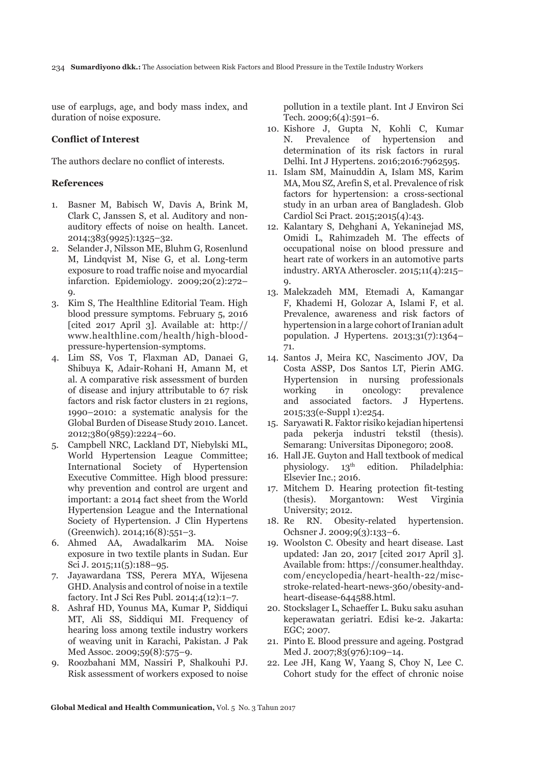use of earplugs, age, and body mass index, and duration of noise exposure.

### Conflict of Interest

The authors declare no conflict of interests.

### References

1. Basner M, Babisch W, Davis A, Brink M, Clark C, Janssen S, et al. Auditory and non-auditory effects of noise on health. Lancet. 2014;383(9925):1325–32.
2. Selander J, Nilsson ME, Bluhm G, Rosenlund M, Lindqvist M, Nise G, et al. Long-term exposure to road traffic noise and myocardial infarction. Epidemiology. 2009;20(2):272–9.
3. Kim S, The Healthline Editorial Team. High blood pressure symptoms. February 5, 2016 [cited 2017 April 3]. Available at: http://www.healthline.com/health/high-blood-pressure-hypertension-symptoms.
4. Lim SS, Vos T, Flaxman AD, Danaei G, Shibuya K, Adair-Rohani H, Amann M, et al. A comparative risk assessment of burden of disease and injury attributable to 67 risk factors and risk factor clusters in 21 regions, 1990–2010: a systematic analysis for the Global Burden of Disease Study 2010. Lancet. 2012;380(9859):2224–60.
5. Campbell NRC, Lackland DT, Niebylski ML, World Hypertension League Committee; International Society of Hypertension Executive Committee. High blood pressure: why prevention and control are urgent and important: a 2014 fact sheet from the World Hypertension League and the International Society of Hypertension. J Clin Hypertens (Greenwich). 2014;16(8):551–3.
6. Ahmed AA, Awadalkarim MA. Noise exposure in two textile plants in Sudan. Eur Sci J. 2015;11(5):188–95.
7. Jayawardana TSS, Perera MYA, Wijesena GHD. Analysis and control of noise in a textile factory. Int J Sci Res Publ. 2014;4(12):1–7.
8. Ashraf HD, Younus MA, Kumar P, Siddiqui MT, Ali SS, Siddiqui MI. Frequency of hearing loss among textile industry workers of weaving unit in Karachi, Pakistan. J Pak Med Assoc. 2009;59(8):575–9.
9. Roozbahani MM, Nassiri P, Shalkouhi PJ. Risk assessment of workers exposed to noise pollution in a textile plant. Int J Environ Sci Tech. 2009;6(4):591–6.
10. Kishore J, Gupta N, Kohli C, Kumar N. Prevalence of hypertension and determination of its risk factors in rural Delhi. Int J Hypertens. 2016;2016:7962595.
11. Islam SM, Mainuddin A, Islam MS, Karim MA, Mou SZ, Arefin S, et al. Prevalence of risk factors for hypertension: a cross-sectional study in an urban area of Bangladesh. Glob Cardiol Sci Pract. 2015;2015(4):43.
12. Kalantary S, Dehghani A, Yekaninejad MS, Omidi L, Rahimzadeh M. The effects of occupational noise on blood pressure and heart rate of workers in an automotive parts industry. ARYA Atheroscler. 2015;11(4):215–9.
13. Malekzadeh MM, Etemadi A, Kamangar F, Khademi H, Golozar A, Islami F, et al. Prevalence, awareness and risk factors of hypertension in a large cohort of Iranian adult population. J Hypertens. 2013;31(7):1364–71.
14. Santos J, Meira KC, Nascimento JOV, Da Costa ASSP, Dos Santos LT, Pierin AMG. Hypertension in nursing professionals working in oncology: prevalence and associated factors. J Hypertens. 2015;33(e-Suppl 1):e254.
15. Saryawati R. Faktor risiko kejadian hipertensi pada pekerja industri tekstil (thesis). Semarang: Universitas Diponegoro; 2008.
16. Hall JE. Guyton and Hall textbook of medical physiology. 13th edition. Philadelphia: Elsevier Inc.; 2016.
17. Mitchem D. Hearing protection fit-testing (thesis). Morgantown: West Virginia University; 2012.
18. Re RN. Obesity-related hypertension. Ochsner J. 2009;9(3):133–6.
19. Woolston C. Obesity and heart disease. Last updated: Jan 20, 2017 [cited 2017 April 3]. Available from: https://consumer.healthday.com/encyclopedia/heart-health-22/misc-stroke-related-heart-news-360/obesity-and-heart-disease-644588.html.
20. Stockslager L, Schaeffer L. Buku saku asuhan keperawatan geriatri. Edisi ke-2. Jakarta: EGC; 2007.
21. Pinto E. Blood pressure and ageing. Postgrad Med J. 2007;83(976):109–14.
22. Lee JH, Kang W, Yaang S, Choy N, Lee C. Cohort study for the effect of chronic noise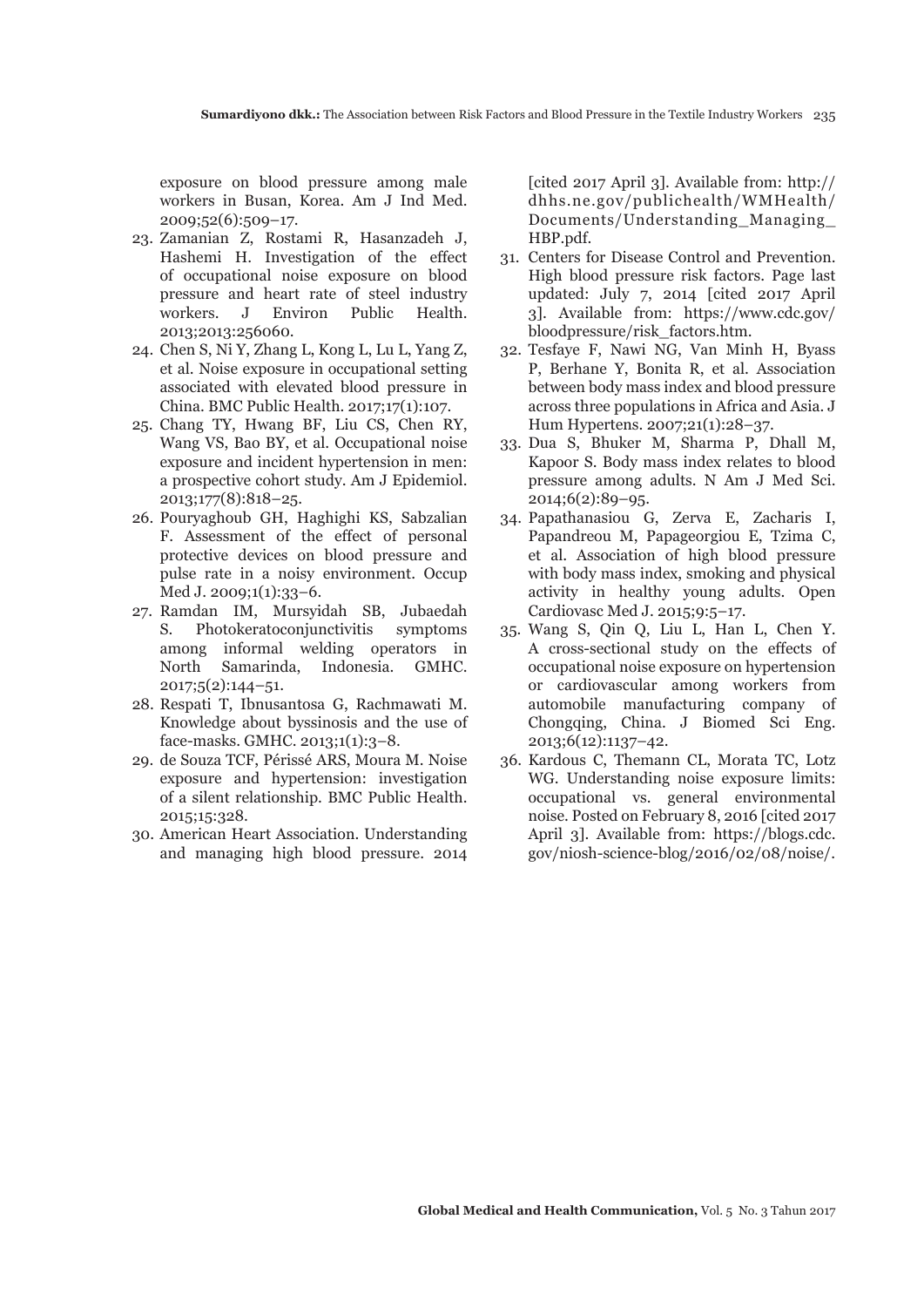exposure on blood pressure among male workers in Busan, Korea. Am J Ind Med. 2009;52(6):509–17.

23. Zamanian Z, Rostami R, Hasanzadeh J, Hashemi H. Investigation of the effect of occupational noise exposure on blood pressure and heart rate of steel industry workers. J Environ Public Health. 2013;2013:256060.
24. Chen S, Ni Y, Zhang L, Kong L, Lu L, Yang Z, et al. Noise exposure in occupational setting associated with elevated blood pressure in China. BMC Public Health. 2017;17(1):107.
25. Chang TY, Hwang BF, Liu CS, Chen RY, Wang VS, Bao BY, et al. Occupational noise exposure and incident hypertension in men: a prospective cohort study. Am J Epidemiol. 2013;177(8):818–25.
26. Pouryaghoub GH, Haghighi KS, Sabzalian F. Assessment of the effect of personal protective devices on blood pressure and pulse rate in a noisy environment. Occup Med J. 2009;1(1):33–6.
27. Ramdan IM, Mursyidah SB, Jubaedah S. Photokeratoconjunctivitis symptoms among informal welding operators in North Samarinda, Indonesia. GMHC. 2017;5(2):144–51.
28. Respati T, Ibnusantosa G, Rachmawati M. Knowledge about byssinosis and the use of face-masks. GMHC. 2013;1(1):3–8.
29. de Souza TCF, Périssé ARS, Moura M. Noise exposure and hypertension: investigation of a silent relationship. BMC Public Health. 2015;15:328.
30. American Heart Association. Understanding and managing high blood pressure. 2014 [cited 2017 April 3]. Available from: http://dhhs.ne.gov/publichealth/WMHealth/Documents/Understanding_Managing_HBP.pdf.
31. Centers for Disease Control and Prevention. High blood pressure risk factors. Page last updated: July 7, 2014 [cited 2017 April 3]. Available from: https://www.cdc.gov/bloodpressure/risk_factors.htm.
32. Tesfaye F, Nawi NG, Van Minh H, Byass P, Berhane Y, Bonita R, et al. Association between body mass index and blood pressure across three populations in Africa and Asia. J Hum Hypertens. 2007;21(1):28–37.
33. Dua S, Bhuker M, Sharma P, Dhall M, Kapoor S. Body mass index relates to blood pressure among adults. N Am J Med Sci. 2014;6(2):89–95.
34. Papathanasiou G, Zerva E, Zacharis I, Papandreou M, Papageorgiou E, Tzima C, et al. Association of high blood pressure with body mass index, smoking and physical activity in healthy young adults. Open Cardiovasc Med J. 2015;9:5–17.
35. Wang S, Qin Q, Liu L, Han L, Chen Y. A cross-sectional study on the effects of occupational noise exposure on hypertension or cardiovascular among workers from automobile manufacturing company of Chongqing, China. J Biomed Sci Eng. 2013;6(12):1137–42.
36. Kardous C, Themann CL, Morata TC, Lotz WG. Understanding noise exposure limits: occupational vs. general environmental noise. Posted on February 8, 2016 [cited 2017 April 3]. Available from: https://blogs.cdc.gov/niosh-science-blog/2016/02/08/noise/.